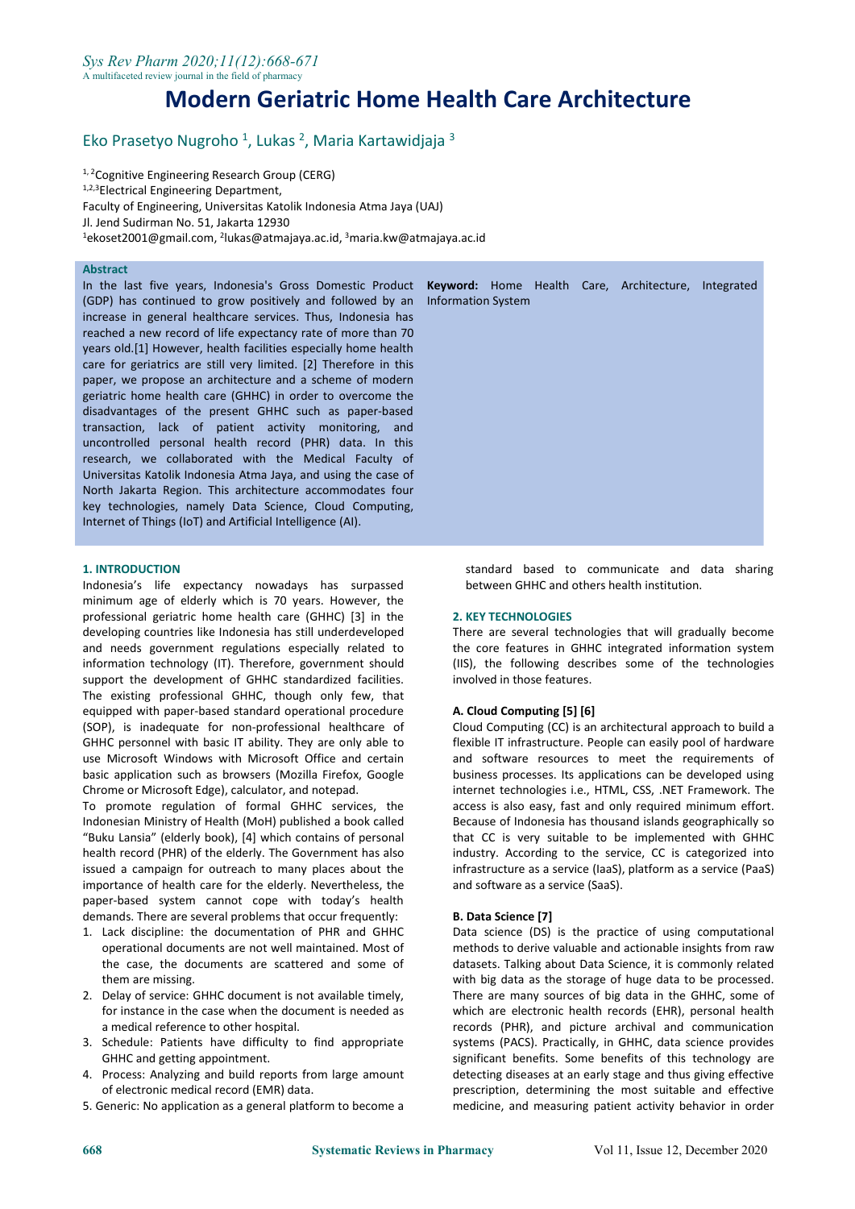# Modern Geriatric Home Health Care Architecture

Eko Prasetyo Nugroho [1], Lukas [2], Maria Kartawidjaja [3]

[1,2]Cognitive Engineering Research Group (CERG)
[1,2,3]Electrical Engineering Department,
Faculty of Engineering, Universitas Katolik Indonesia Atma Jaya (UAJ)
Jl. Jend Sudirman No. 51, Jakarta 12930
[1]ekoset2001@gmail.com, [2]lukas@atmajaya.ac.id, [3]maria.kw@atmajaya.ac.id

**Abstract**

In the last five years, Indonesia's Gross Domestic Product (GDP) has continued to grow positively and followed by an increase in general healthcare services. Thus, Indonesia has reached a new record of life expectancy rate of more than 70 years old.[1] However, health facilities especially home health care for geriatrics are still very limited. [2] Therefore in this paper, we propose an architecture and a scheme of modern geriatric home health care (GHHC) in order to overcome the disadvantages of the present GHHC such as paper-based transaction, lack of patient activity monitoring, and uncontrolled personal health record (PHR) data. In this research, we collaborated with the Medical Faculty of Universitas Katolik Indonesia Atma Jaya, and using the case of North Jakarta Region. This architecture accommodates four key technologies, namely Data Science, Cloud Computing, Internet of Things (IoT) and Artificial Intelligence (AI).

**Keyword:** Home Health Care, Architecture, Integrated Information System

## 1. INTRODUCTION

Indonesia's life expectancy nowadays has surpassed minimum age of elderly which is 70 years. However, the professional geriatric home health care (GHHC) [3] in the developing countries like Indonesia has still underdeveloped and needs government regulations especially related to information technology (IT). Therefore, government should support the development of GHHC standardized facilities. The existing professional GHHC, though only few, that equipped with paper-based standard operational procedure (SOP), is inadequate for non-professional healthcare of GHHC personnel with basic IT ability. They are only able to use Microsoft Windows with Microsoft Office and certain basic application such as browsers (Mozilla Firefox, Google Chrome or Microsoft Edge), calculator, and notepad.

To promote regulation of formal GHHC services, the Indonesian Ministry of Health (MoH) published a book called "Buku Lansia" (elderly book), [4] which contains of personal health record (PHR) of the elderly. The Government has also issued a campaign for outreach to many places about the importance of health care for the elderly. Nevertheless, the paper-based system cannot cope with today's health demands. There are several problems that occur frequently:

1. Lack discipline: the documentation of PHR and GHHC operational documents are not well maintained. Most of the case, the documents are scattered and some of them are missing.
2. Delay of service: GHHC document is not available timely, for instance in the case when the document is needed as a medical reference to other hospital.
3. Schedule: Patients have difficulty to find appropriate GHHC and getting appointment.
4. Process: Analyzing and build reports from large amount of electronic medical record (EMR) data.
5. Generic: No application as a general platform to become a standard based to communicate and data sharing between GHHC and others health institution.

## 2. KEY TECHNOLOGIES

There are several technologies that will gradually become the core features in GHHC integrated information system (IIS), the following describes some of the technologies involved in those features.

### A. Cloud Computing [5] [6]

Cloud Computing (CC) is an architectural approach to build a flexible IT infrastructure. People can easily pool of hardware and software resources to meet the requirements of business processes. Its applications can be developed using internet technologies i.e., HTML, CSS, .NET Framework. The access is also easy, fast and only required minimum effort. Because of Indonesia has thousand islands geographically so that CC is very suitable to be implemented with GHHC industry. According to the service, CC is categorized into infrastructure as a service (IaaS), platform as a service (PaaS) and software as a service (SaaS).

### B. Data Science [7]

Data science (DS) is the practice of using computational methods to derive valuable and actionable insights from raw datasets. Talking about Data Science, it is commonly related with big data as the storage of huge data to be processed. There are many sources of big data in the GHHC, some of which are electronic health records (EHR), personal health records (PHR), and picture archival and communication systems (PACS). Practically, in GHHC, data science provides significant benefits. Some benefits of this technology are detecting diseases at an early stage and thus giving effective prescription, determining the most suitable and effective medicine, and measuring patient activity behavior in order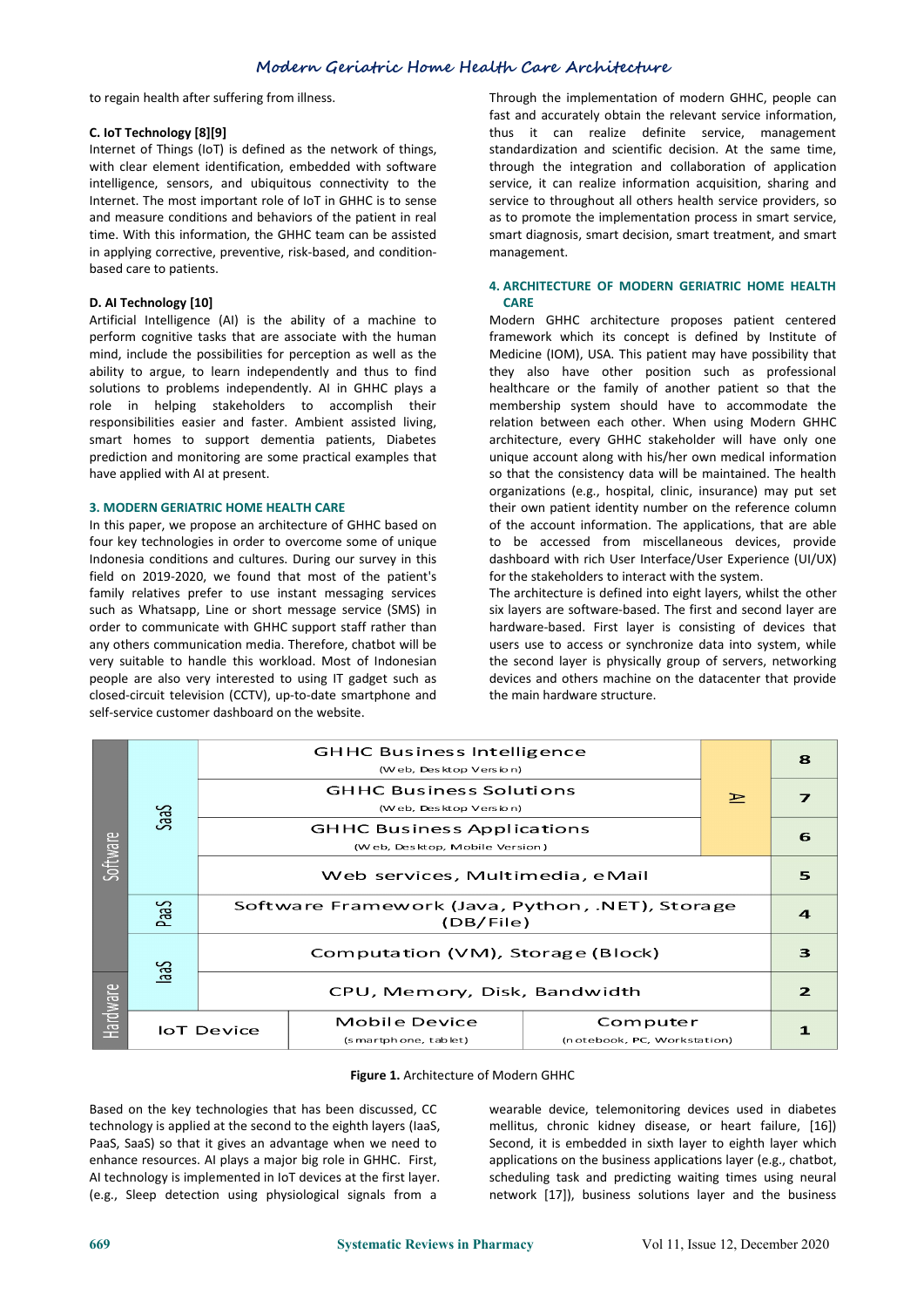to regain health after suffering from illness.

### C. IoT Technology [8][9]

Internet of Things (IoT) is defined as the network of things, with clear element identification, embedded with software intelligence, sensors, and ubiquitous connectivity to the Internet. The most important role of IoT in GHHC is to sense and measure conditions and behaviors of the patient in real time. With this information, the GHHC team can be assisted in applying corrective, preventive, risk-based, and condition-based care to patients.

### D. AI Technology [10]

Artificial Intelligence (AI) is the ability of a machine to perform cognitive tasks that are associate with the human mind, include the possibilities for perception as well as the ability to argue, to learn independently and thus to find solutions to problems independently. AI in GHHC plays a role in helping stakeholders to accomplish their responsibilities easier and faster. Ambient assisted living, smart homes to support dementia patients, Diabetes prediction and monitoring are some practical examples that have applied with AI at present.

## 3. MODERN GERIATRIC HOME HEALTH CARE

In this paper, we propose an architecture of GHHC based on four key technologies in order to overcome some of unique Indonesia conditions and cultures. During our survey in this field on 2019-2020, we found that most of the patient's family relatives prefer to use instant messaging services such as Whatsapp, Line or short message service (SMS) in order to communicate with GHHC support staff rather than any others communication media. Therefore, chatbot will be very suitable to handle this workload. Most of Indonesian people are also very interested to using IT gadget such as closed-circuit television (CCTV), up-to-date smartphone and self-service customer dashboard on the website.

Through the implementation of modern GHHC, people can fast and accurately obtain the relevant service information, thus it can realize definite service, management standardization and scientific decision. At the same time, through the integration and collaboration of application service, it can realize information acquisition, sharing and service to throughout all others health service providers, so as to promote the implementation process in smart service, smart diagnosis, smart decision, smart treatment, and smart management.

## 4. ARCHITECTURE OF MODERN GERIATRIC HOME HEALTH CARE

Modern GHHC architecture proposes patient centered framework which its concept is defined by Institute of Medicine (IOM), USA. This patient may have possibility that they also have other position such as professional healthcare or the family of another patient so that the membership system should have to accommodate the relation between each other. When using Modern GHHC architecture, every GHHC stakeholder will have only one unique account along with his/her own medical information so that the consistency data will be maintained. The health organizations (e.g., hospital, clinic, insurance) may put set their own patient identity number on the reference column of the account information. The applications, that are able to be accessed from miscellaneous devices, provide dashboard with rich User Interface/User Experience (UI/UX) for the stakeholders to interact with the system.

The architecture is defined into eight layers, whilst the other six layers are software-based. The first and second layer are hardware-based. First layer is consisting of devices that users use to access or synchronize data into system, while the second layer is physically group of servers, networking devices and others machine on the datacenter that provide the main hardware structure.

| | | | | | Layer |
|---|---|---|---|---|---|
| Software | SaaS | GHHC Business Intelligence (Web, Desktop Version) | | AI | 8 |
| | | GHHC Business Solutions (Web, Desktop Version) | | | 7 |
| | | GHHC Business Applications (Web, Desktop, Mobile Version) | | | 6 |
| | | Web services, Multimedia, eMail | | | 5 |
| | PaaS | Software Framework (Java, Python, .NET), Storage (DB/File) | | | 4 |
| | IaaS | Computation (VM), Storage (Block) | | | 3 |
| Hardware | | CPU, Memory, Disk, Bandwidth | | | 2 |
| | IoT Device | Mobile Device (smartphone, tablet) | Computer (notebook, PC, Workstation) | | 1 |

**Figure 1.** Architecture of Modern GHHC

Based on the key technologies that has been discussed, CC technology is applied at the second to the eighth layers (IaaS, PaaS, SaaS) so that it gives an advantage when we need to enhance resources. AI plays a major big role in GHHC. First, AI technology is implemented in IoT devices at the first layer. (e.g., Sleep detection using physiological signals from a wearable device, telemonitoring devices used in diabetes mellitus, chronic kidney disease, or heart failure, [16]) Second, it is embedded in sixth layer to eighth layer which applications on the business applications layer (e.g., chatbot, scheduling task and predicting waiting times using neural network [17]), business solutions layer and the business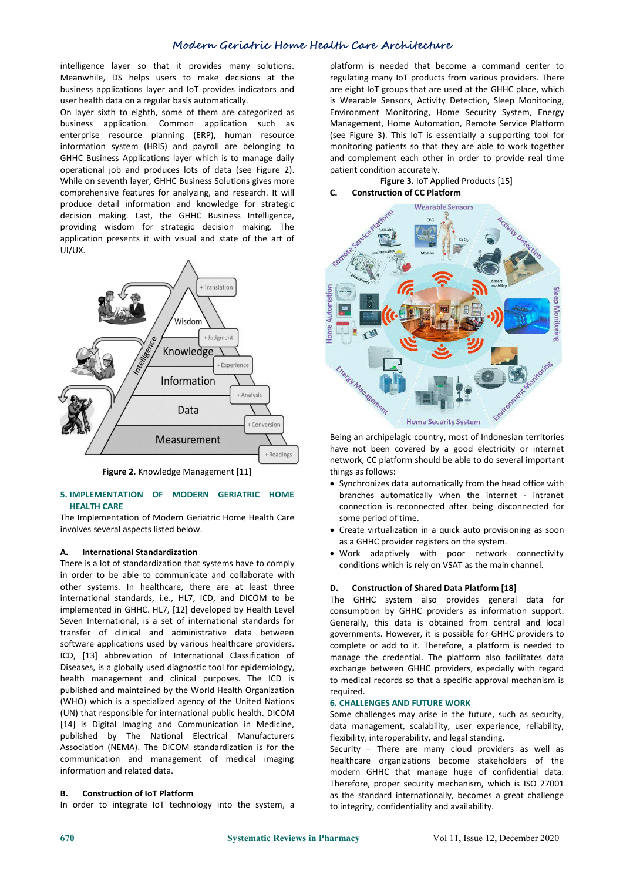intelligence layer so that it provides many solutions. Meanwhile, DS helps users to make decisions at the business applications layer and IoT provides indicators and user health data on a regular basis automatically.

On layer sixth to eighth, some of them are categorized as business application. Common application such as enterprise resource planning (ERP), human resource information system (HRIS) and payroll are belonging to GHHC Business Applications layer which is to manage daily operational job and produces lots of data (see Figure 2). While on seventh layer, GHHC Business Solutions gives more comprehensive features for analyzing, and research. It will produce detail information and knowledge for strategic decision making. Last, the GHHC Business Intelligence, providing wisdom for strategic decision making. The application presents it with visual and state of the art of UI/UX.

**Figure 2.** Knowledge Management [11]

## 5. IMPLEMENTATION OF MODERN GERIATRIC HOME HEALTH CARE

The Implementation of Modern Geriatric Home Health Care involves several aspects listed below.

### A. International Standardization

There is a lot of standardization that systems have to comply in order to be able to communicate and collaborate with other systems. In healthcare, there are at least three international standards, i.e., HL7, ICD, and DICOM to be implemented in GHHC. HL7, [12] developed by Health Level Seven International, is a set of international standards for transfer of clinical and administrative data between software applications used by various healthcare providers. ICD, [13] abbreviation of International Classification of Diseases, is a globally used diagnostic tool for epidemiology, health management and clinical purposes. The ICD is published and maintained by the World Health Organization (WHO) which is a specialized agency of the United Nations (UN) that responsible for international public health. DICOM [14] is Digital Imaging and Communication in Medicine, published by The National Electrical Manufacturers Association (NEMA). The DICOM standardization is for the communication and management of medical imaging information and related data.

### B. Construction of IoT Platform

In order to integrate IoT technology into the system, a platform is needed that become a command center to regulating many IoT products from various providers. There are eight IoT groups that are used at the GHHC place, which is Wearable Sensors, Activity Detection, Sleep Monitoring, Environment Monitoring, Home Security System, Energy Management, Home Automation, Remote Service Platform (see Figure 3). This IoT is essentially a supporting tool for monitoring patients so that they are able to work together and complement each other in order to provide real time patient condition accurately.

**Figure 3.** IoT Applied Products [15]

### C. Construction of CC Platform

Being an archipelagic country, most of Indonesian territories have not been covered by a good electricity or internet network, CC platform should be able to do several important things as follows:

- Synchronizes data automatically from the head office with branches automatically when the internet - intranet connection is reconnected after being disconnected for some period of time.
- Create virtualization in a quick auto provisioning as soon as a GHHC provider registers on the system.
- Work adaptively with poor network connectivity conditions which is rely on VSAT as the main channel.

### D. Construction of Shared Data Platform [18]

The GHHC system also provides general data for consumption by GHHC providers as information support. Generally, this data is obtained from central and local governments. However, it is possible for GHHC providers to complete or add to it. Therefore, a platform is needed to manage the credential. The platform also facilitates data exchange between GHHC providers, especially with regard to medical records so that a specific approval mechanism is required.

## 6. CHALLENGES AND FUTURE WORK

Some challenges may arise in the future, such as security, data management, scalability, user experience, reliability, flexibility, interoperability, and legal standing.

Security – There are many cloud providers as well as healthcare organizations become stakeholders of the modern GHHC that manage huge of confidential data. Therefore, proper security mechanism, which is ISO 27001 as the standard internationally, becomes a great challenge to integrity, confidentiality and availability.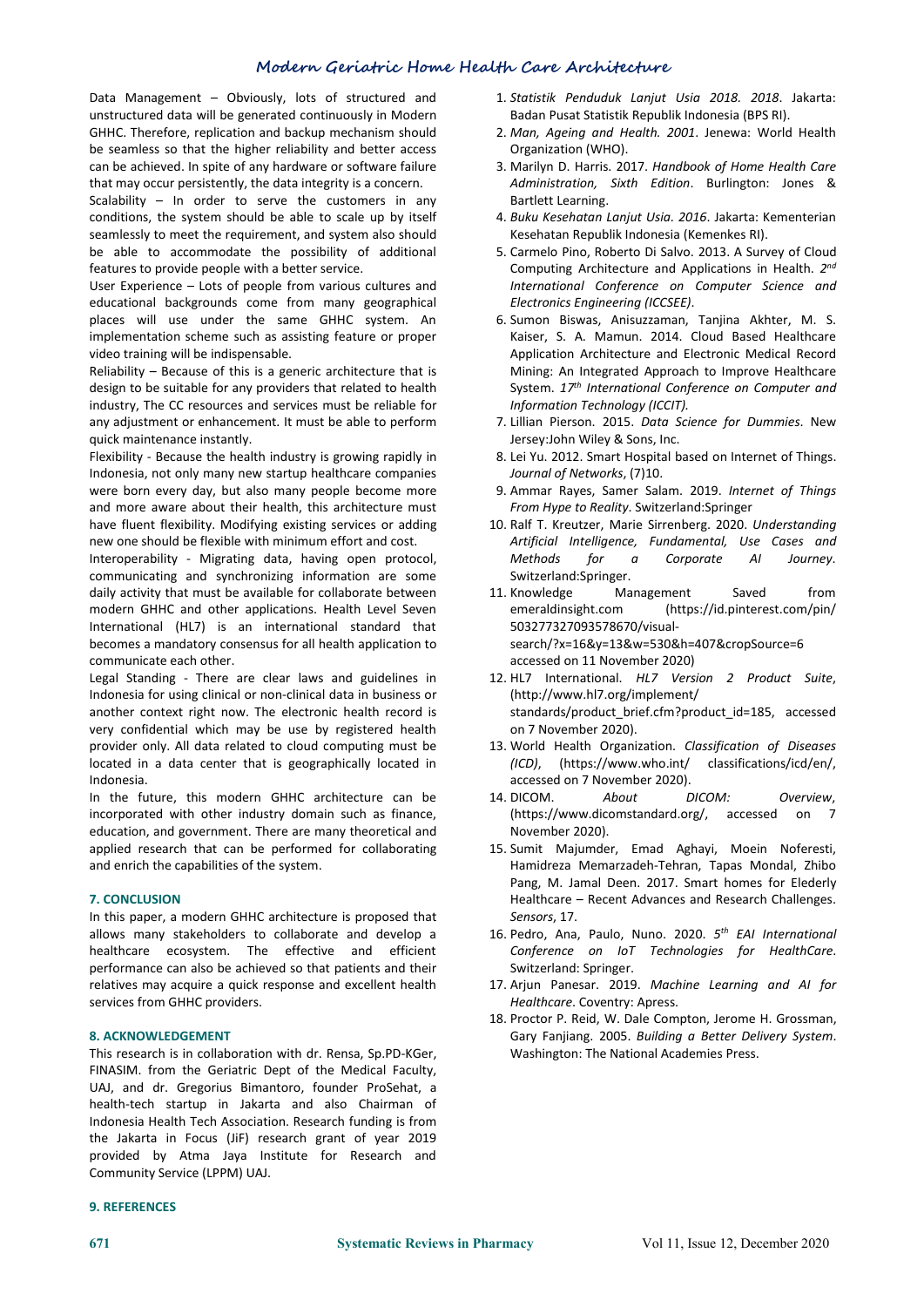Data Management – Obviously, lots of structured and unstructured data will be generated continuously in Modern GHHC. Therefore, replication and backup mechanism should be seamless so that the higher reliability and better access can be achieved. In spite of any hardware or software failure that may occur persistently, the data integrity is a concern.

Scalability – In order to serve the customers in any conditions, the system should be able to scale up by itself seamlessly to meet the requirement, and system also should be able to accommodate the possibility of additional features to provide people with a better service.

User Experience – Lots of people from various cultures and educational backgrounds come from many geographical places will use under the same GHHC system. An implementation scheme such as assisting feature or proper video training will be indispensable.

Reliability – Because of this is a generic architecture that is design to be suitable for any providers that related to health industry, The CC resources and services must be reliable for any adjustment or enhancement. It must be able to perform quick maintenance instantly.

Flexibility - Because the health industry is growing rapidly in Indonesia, not only many new startup healthcare companies were born every day, but also many people become more and more aware about their health, this architecture must have fluent flexibility. Modifying existing services or adding new one should be flexible with minimum effort and cost.

Interoperability - Migrating data, having open protocol, communicating and synchronizing information are some daily activity that must be available for collaborate between modern GHHC and other applications. Health Level Seven International (HL7) is an international standard that becomes a mandatory consensus for all health application to communicate each other.

Legal Standing - There are clear laws and guidelines in Indonesia for using clinical or non-clinical data in business or another context right now. The electronic health record is very confidential which may be use by registered health provider only. All data related to cloud computing must be located in a data center that is geographically located in Indonesia.

In the future, this modern GHHC architecture can be incorporated with other industry domain such as finance, education, and government. There are many theoretical and applied research that can be performed for collaborating and enrich the capabilities of the system.

## 7. CONCLUSION

In this paper, a modern GHHC architecture is proposed that allows many stakeholders to collaborate and develop a healthcare ecosystem. The effective and efficient performance can also be achieved so that patients and their relatives may acquire a quick response and excellent health services from GHHC providers.

## 8. ACKNOWLEDGEMENT

This research is in collaboration with dr. Rensa, Sp.PD-KGer, FINASIM. from the Geriatric Dept of the Medical Faculty, UAJ, and dr. Gregorius Bimantoro, founder ProSehat, a health-tech startup in Jakarta and also Chairman of Indonesia Health Tech Association. Research funding is from the Jakarta in Focus (JiF) research grant of year 2019 provided by Atma Jaya Institute for Research and Community Service (LPPM) UAJ.

## 9. REFERENCES

1. *Statistik Penduduk Lanjut Usia 2018. 2018*. Jakarta: Badan Pusat Statistik Republik Indonesia (BPS RI).
2. *Man, Ageing and Health. 2001*. Jenewa: World Health Organization (WHO).
3. Marilyn D. Harris. 2017. *Handbook of Home Health Care Administration, Sixth Edition*. Burlington: Jones & Bartlett Learning.
4. *Buku Kesehatan Lanjut Usia. 2016*. Jakarta: Kementerian Kesehatan Republik Indonesia (Kemenkes RI).
5. Carmelo Pino, Roberto Di Salvo. 2013. A Survey of Cloud Computing Architecture and Applications in Health. *2nd International Conference on Computer Science and Electronics Engineering (ICCSEE)*.
6. Sumon Biswas, Anisuzzaman, Tanjina Akhter, M. S. Kaiser, S. A. Mamun. 2014. Cloud Based Healthcare Application Architecture and Electronic Medical Record Mining: An Integrated Approach to Improve Healthcare System. *17th International Conference on Computer and Information Technology (ICCIT).*
7. Lillian Pierson. 2015. *Data Science for Dummies*. New Jersey:John Wiley & Sons, Inc.
8. Lei Yu. 2012. Smart Hospital based on Internet of Things. *Journal of Networks*, (7)10.
9. Ammar Rayes, Samer Salam. 2019. *Internet of Things From Hype to Reality*. Switzerland:Springer
10. Ralf T. Kreutzer, Marie Sirrenberg. 2020. *Understanding Artificial Intelligence, Fundamental, Use Cases and Methods for a Corporate AI Journey*. Switzerland:Springer.
11. Knowledge Management Saved from emeraldinsight.com (https://id.pinterest.com/pin/503277327093578670/visual-search/?x=16&y=13&w=530&h=407&cropSource=6 accessed on 11 November 2020)
12. HL7 International. *HL7 Version 2 Product Suite*, (http://www.hl7.org/implement/standards/product_brief.cfm?product_id=185, accessed on 7 November 2020).
13. World Health Organization. *Classification of Diseases (ICD)*, (https://www.who.int/classifications/icd/en/, accessed on 7 November 2020).
14. DICOM. *About DICOM: Overview*, (https://www.dicomstandard.org/, accessed on 7 November 2020).
15. Sumit Majumder, Emad Aghayi, Moein Noferesti, Hamidreza Memarzadeh-Tehran, Tapas Mondal, Zhibo Pang, M. Jamal Deen. 2017. Smart homes for Elederly Healthcare – Recent Advances and Research Challenges. *Sensors*, 17.
16. Pedro, Ana, Paulo, Nuno. 2020. *5th EAI International Conference on IoT Technologies for HealthCare*. Switzerland: Springer.
17. Arjun Panesar. 2019. *Machine Learning and AI for Healthcare*. Coventry: Apress.
18. Proctor P. Reid, W. Dale Compton, Jerome H. Grossman, Gary Fanjiang. 2005. *Building a Better Delivery System*. Washington: The National Academies Press.